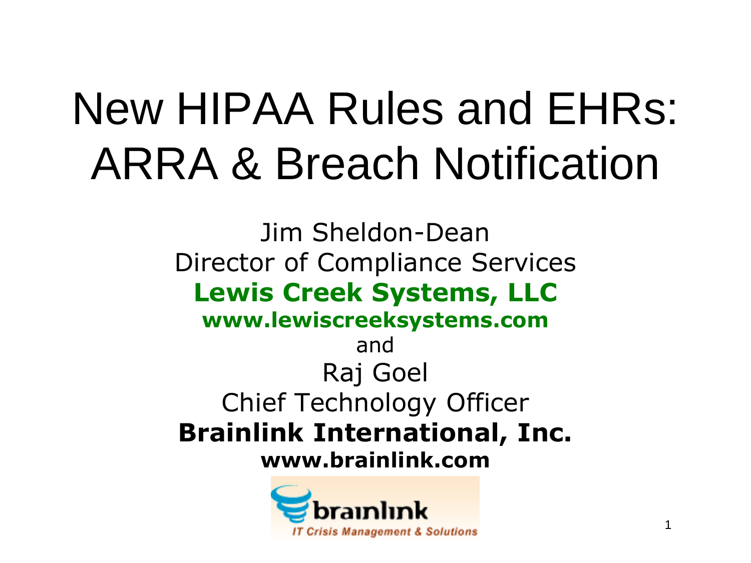# New HIPAA Rules and EHRs: ARRA & Breach Notification

Jim Sheldon-Dean
Director of Compliance Services
**Lewis Creek Systems, LLC**
**www.lewiscreeksystems.com**
and
Raj Goel
Chief Technology Officer
**Brainlink International, Inc.**
**www.brainlink.com**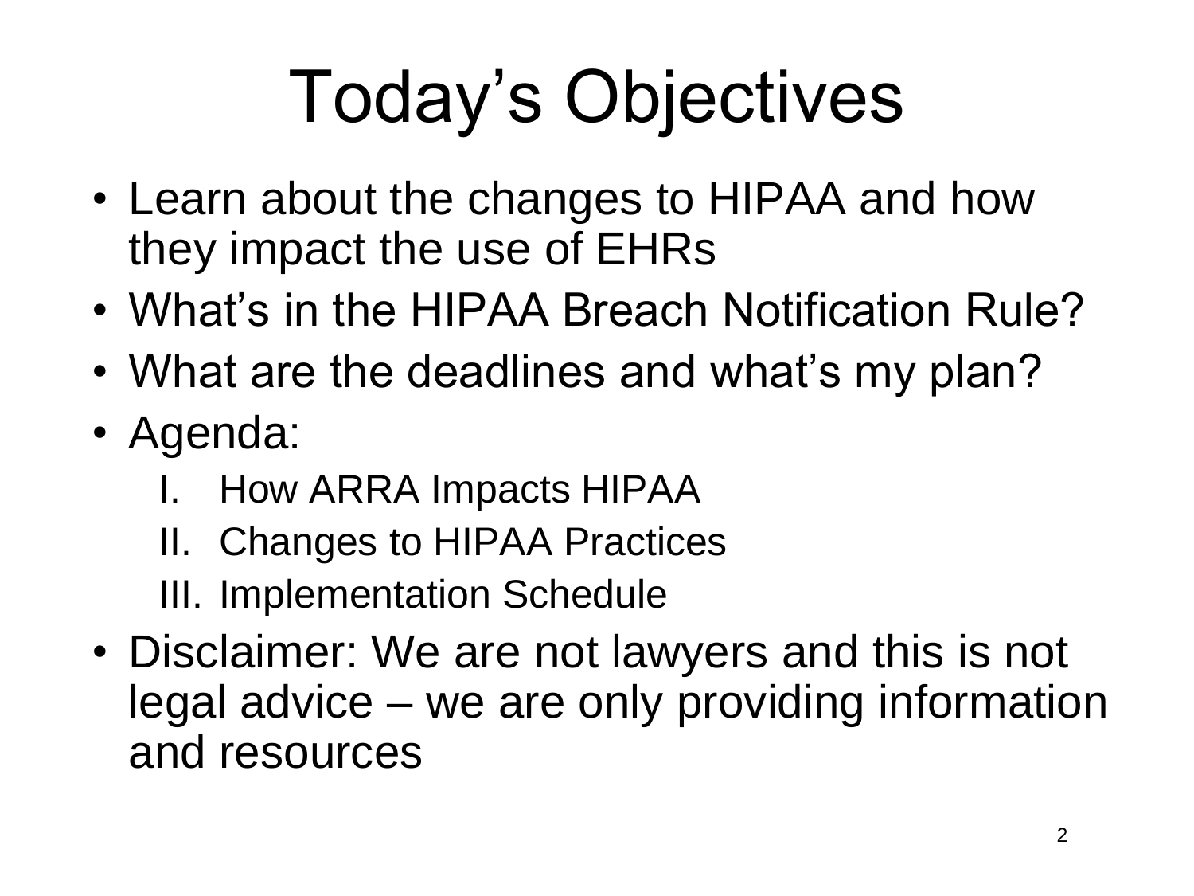# Today's Objectives

- Learn about the changes to HIPAA and how they impact the use of EHRs
- What's in the HIPAA Breach Notification Rule?
- What are the deadlines and what's my plan?
- Agenda:
  - I. How ARRA Impacts HIPAA
  - II. Changes to HIPAA Practices
  - III. Implementation Schedule
- Disclaimer: We are not lawyers and this is not legal advice – we are only providing information and resources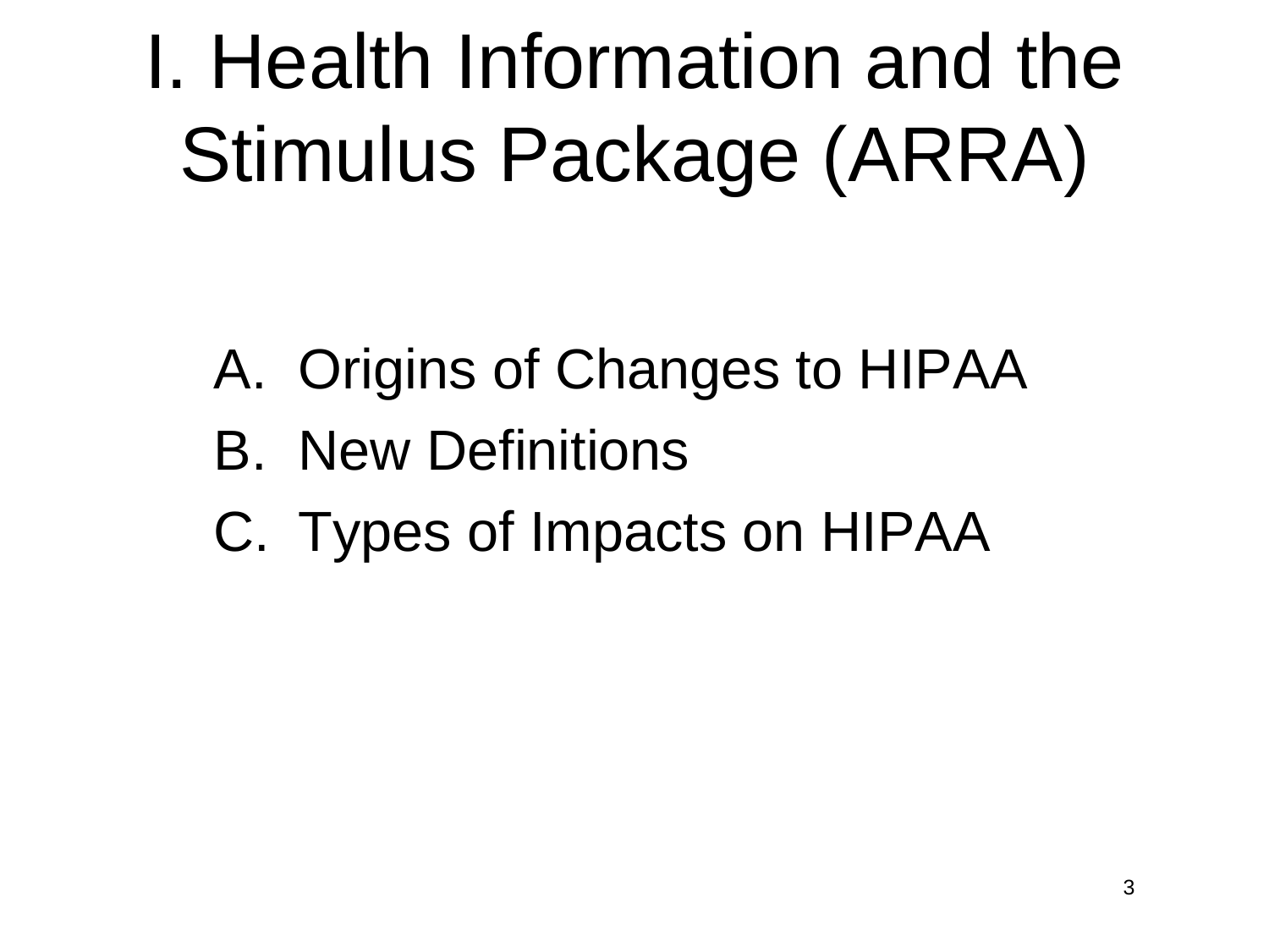# I. Health Information and the Stimulus Package (ARRA)

A. Origins of Changes to HIPAA
B. New Definitions
C. Types of Impacts on HIPAA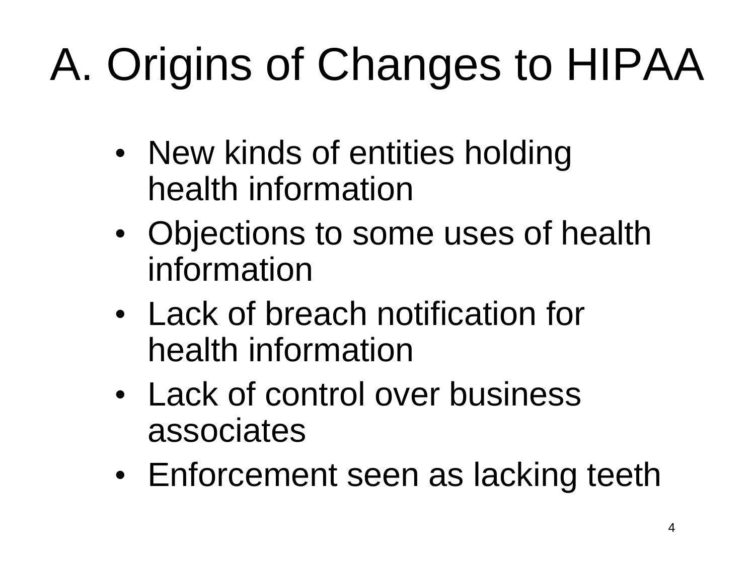# A. Origins of Changes to HIPAA

- New kinds of entities holding health information
- Objections to some uses of health information
- Lack of breach notification for health information
- Lack of control over business associates
- Enforcement seen as lacking teeth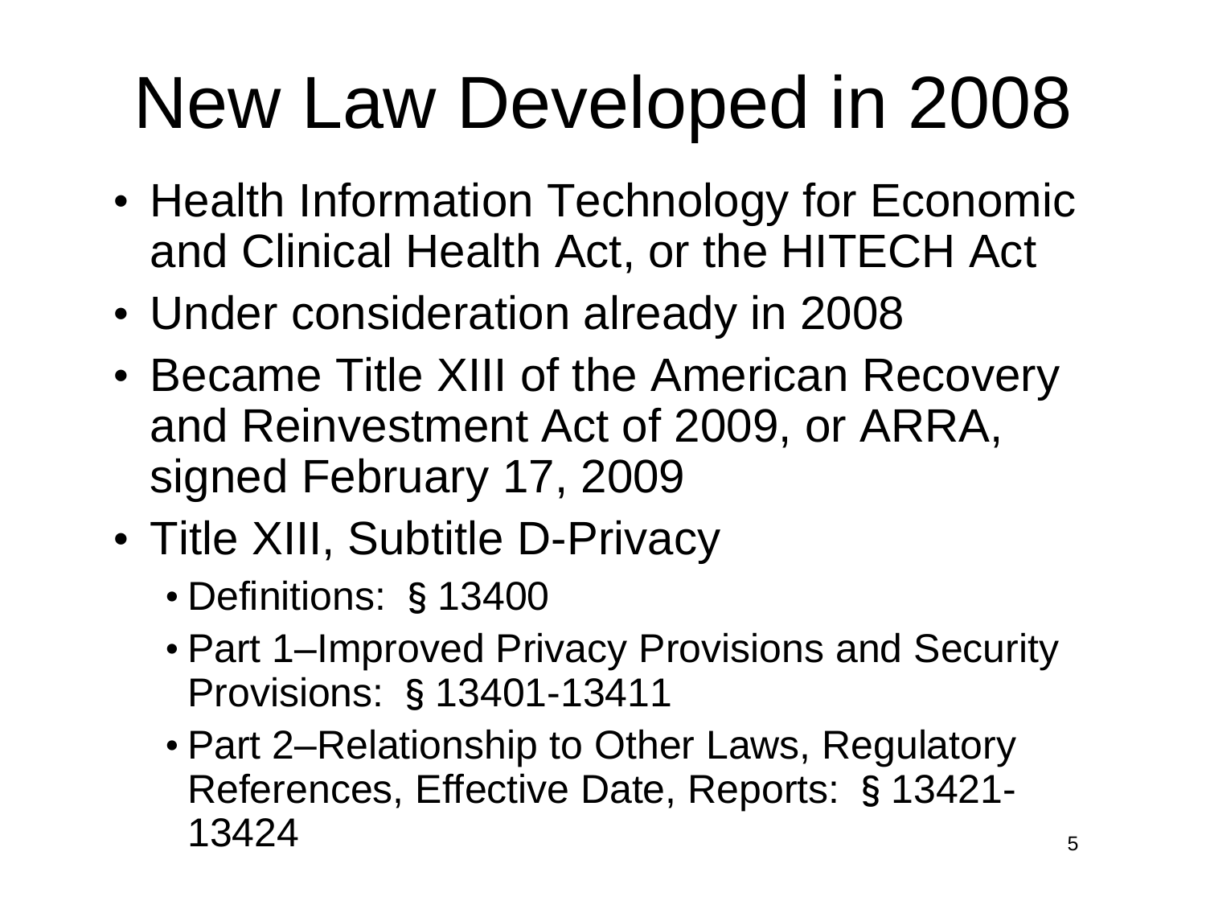# New Law Developed in 2008

- Health Information Technology for Economic and Clinical Health Act, or the HITECH Act
- Under consideration already in 2008
- Became Title XIII of the American Recovery and Reinvestment Act of 2009, or ARRA, signed February 17, 2009
- Title XIII, Subtitle D-Privacy
  - Definitions: § 13400
  - Part 1–Improved Privacy Provisions and Security Provisions: § 13401-13411
  - Part 2–Relationship to Other Laws, Regulatory References, Effective Date, Reports: § 13421-13424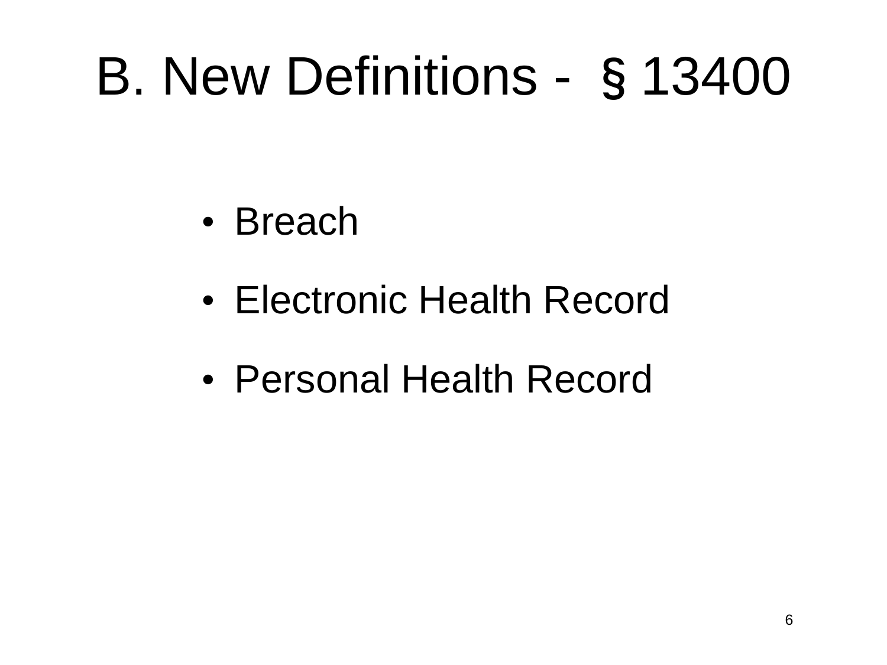# B. New Definitions - § 13400

- Breach
- Electronic Health Record
- Personal Health Record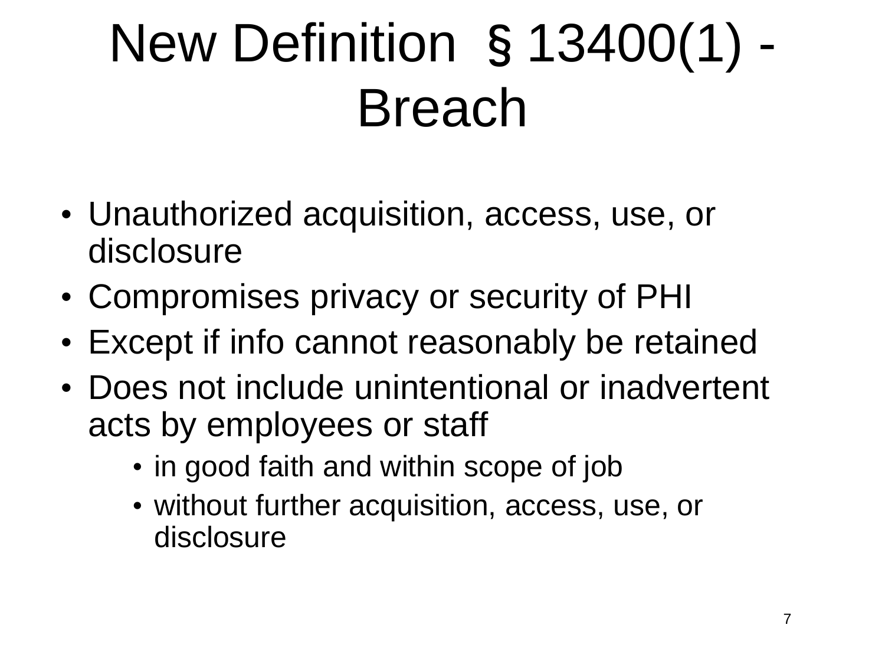# New Definition § 13400(1) - Breach

- Unauthorized acquisition, access, use, or disclosure
- Compromises privacy or security of PHI
- Except if info cannot reasonably be retained
- Does not include unintentional or inadvertent acts by employees or staff
  - in good faith and within scope of job
  - without further acquisition, access, use, or disclosure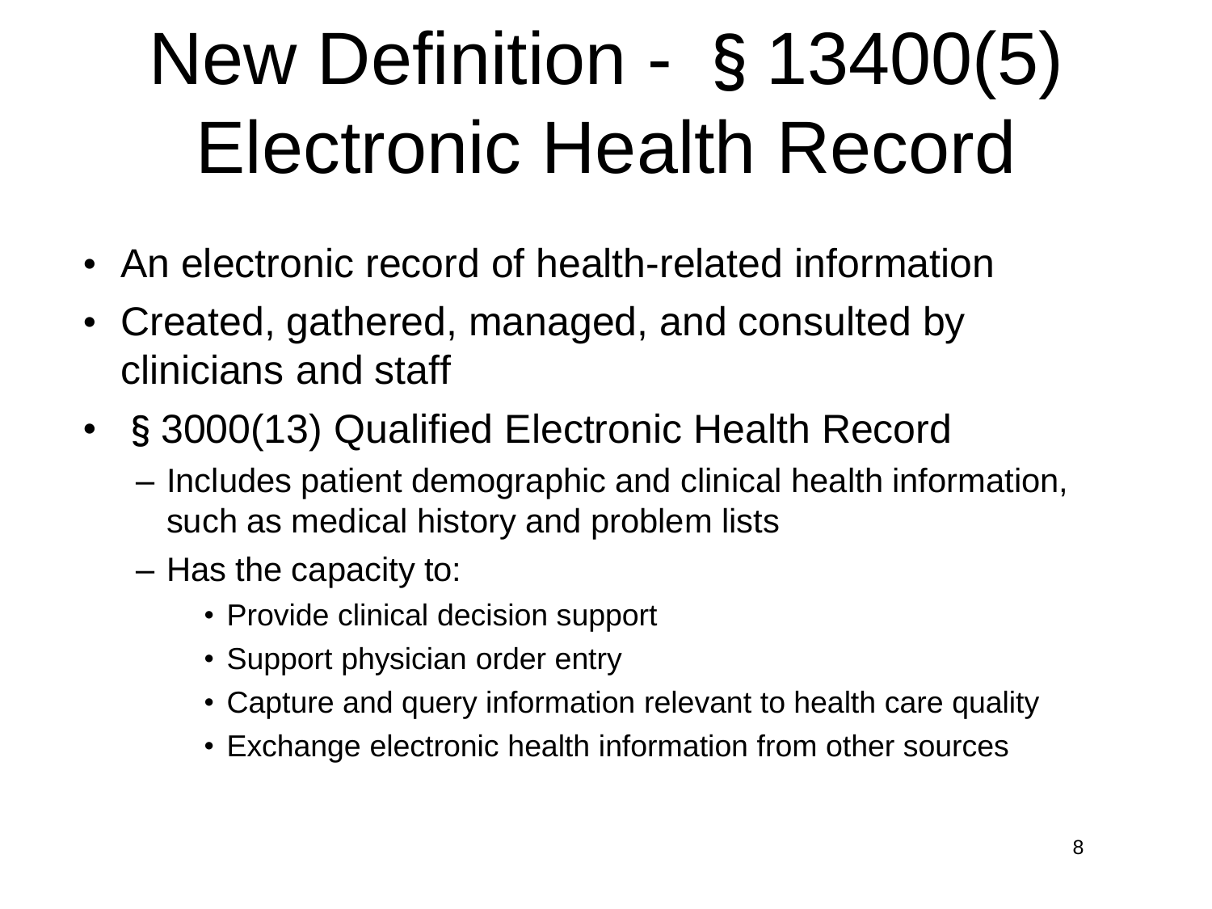# New Definition - § 13400(5) Electronic Health Record

- An electronic record of health-related information
- Created, gathered, managed, and consulted by clinicians and staff
- § 3000(13) Qualified Electronic Health Record
  - Includes patient demographic and clinical health information, such as medical history and problem lists
  - Has the capacity to:
    - Provide clinical decision support
    - Support physician order entry
    - Capture and query information relevant to health care quality
    - Exchange electronic health information from other sources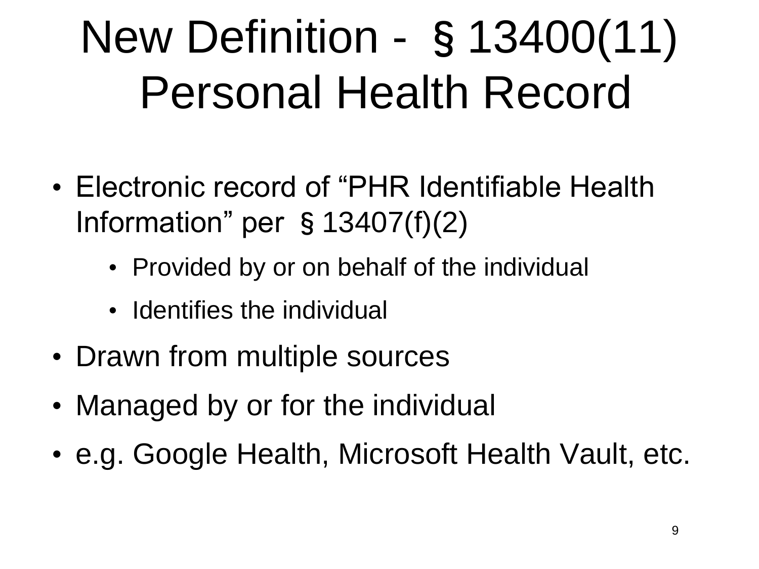# New Definition - § 13400(11) Personal Health Record

- Electronic record of "PHR Identifiable Health Information" per § 13407(f)(2)
  - Provided by or on behalf of the individual
  - Identifies the individual
- Drawn from multiple sources
- Managed by or for the individual
- e.g. Google Health, Microsoft Health Vault, etc.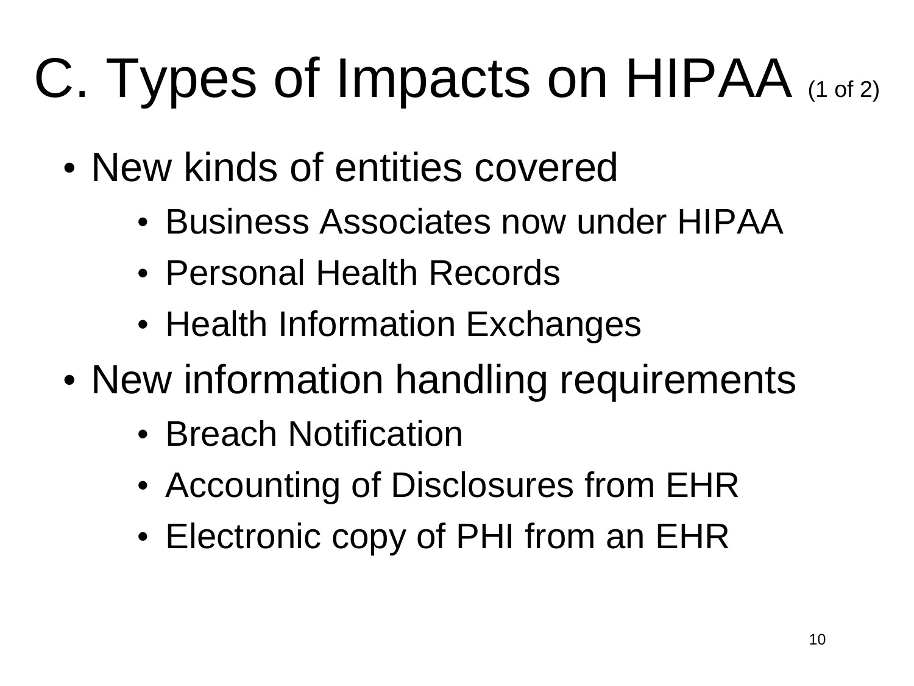# C. Types of Impacts on HIPAA (1 of 2)

- New kinds of entities covered
  - Business Associates now under HIPAA
  - Personal Health Records
  - Health Information Exchanges
- New information handling requirements
  - Breach Notification
  - Accounting of Disclosures from EHR
  - Electronic copy of PHI from an EHR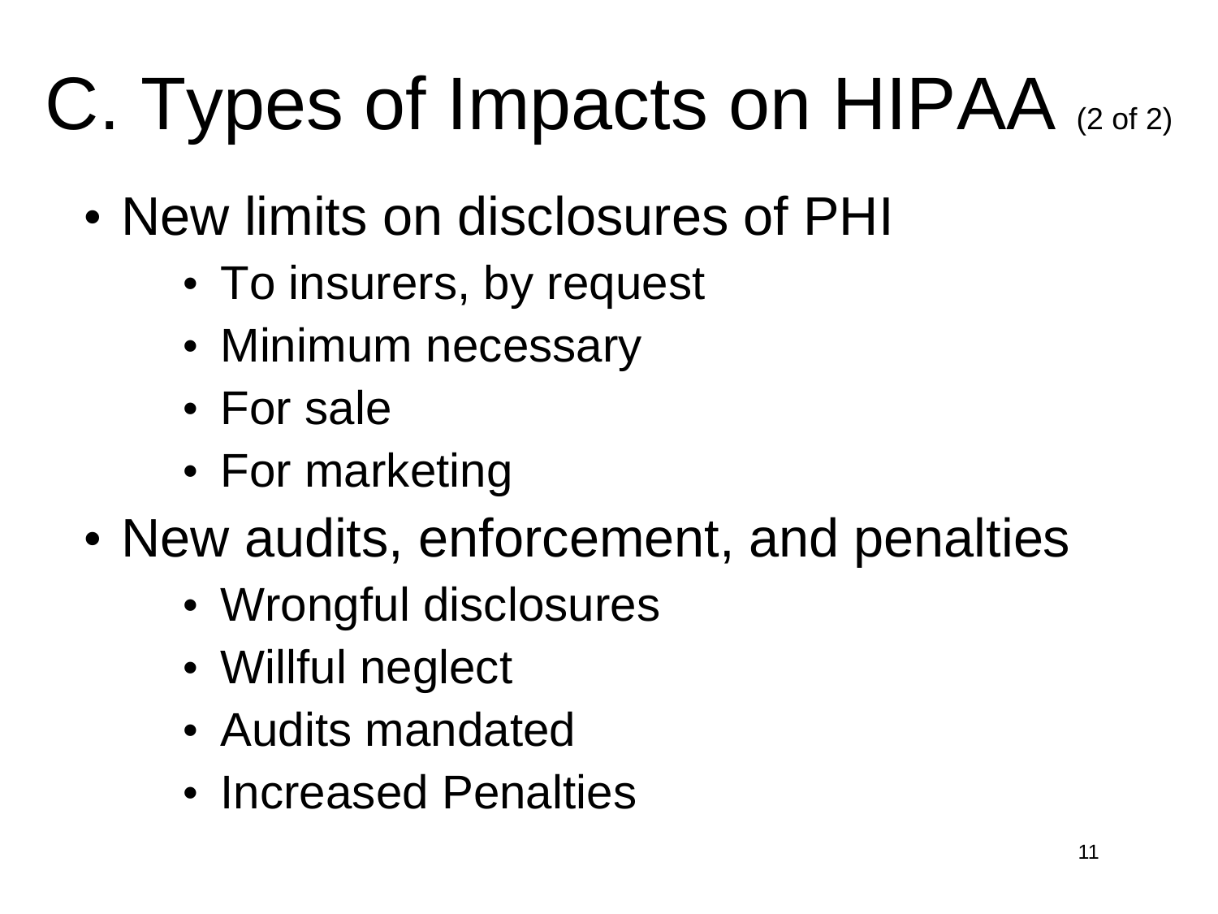# C. Types of Impacts on HIPAA (2 of 2)

- New limits on disclosures of PHI
  - To insurers, by request
  - Minimum necessary
  - For sale
  - For marketing
- New audits, enforcement, and penalties
  - Wrongful disclosures
  - Willful neglect
  - Audits mandated
  - Increased Penalties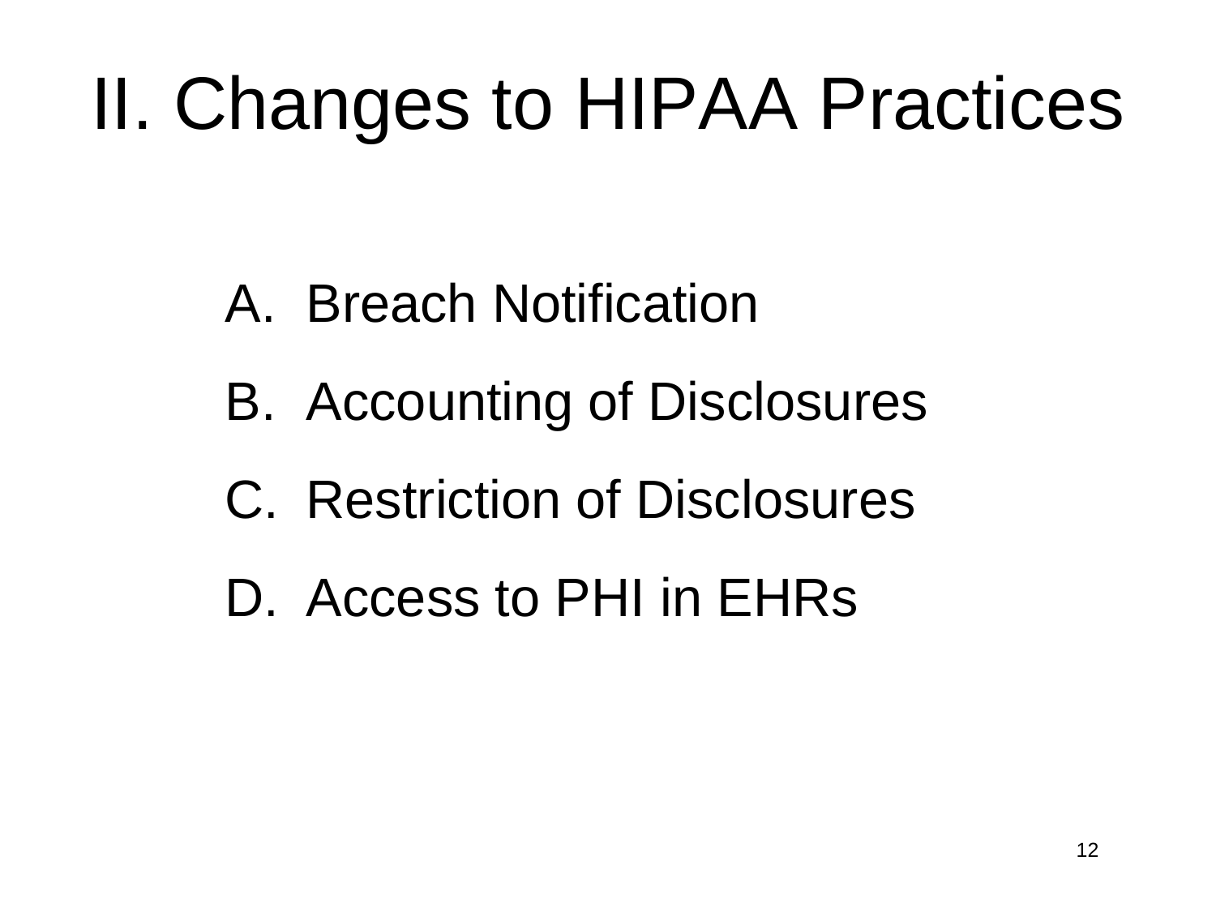# II. Changes to HIPAA Practices

A. Breach Notification

B. Accounting of Disclosures

C. Restriction of Disclosures

D. Access to PHI in EHRs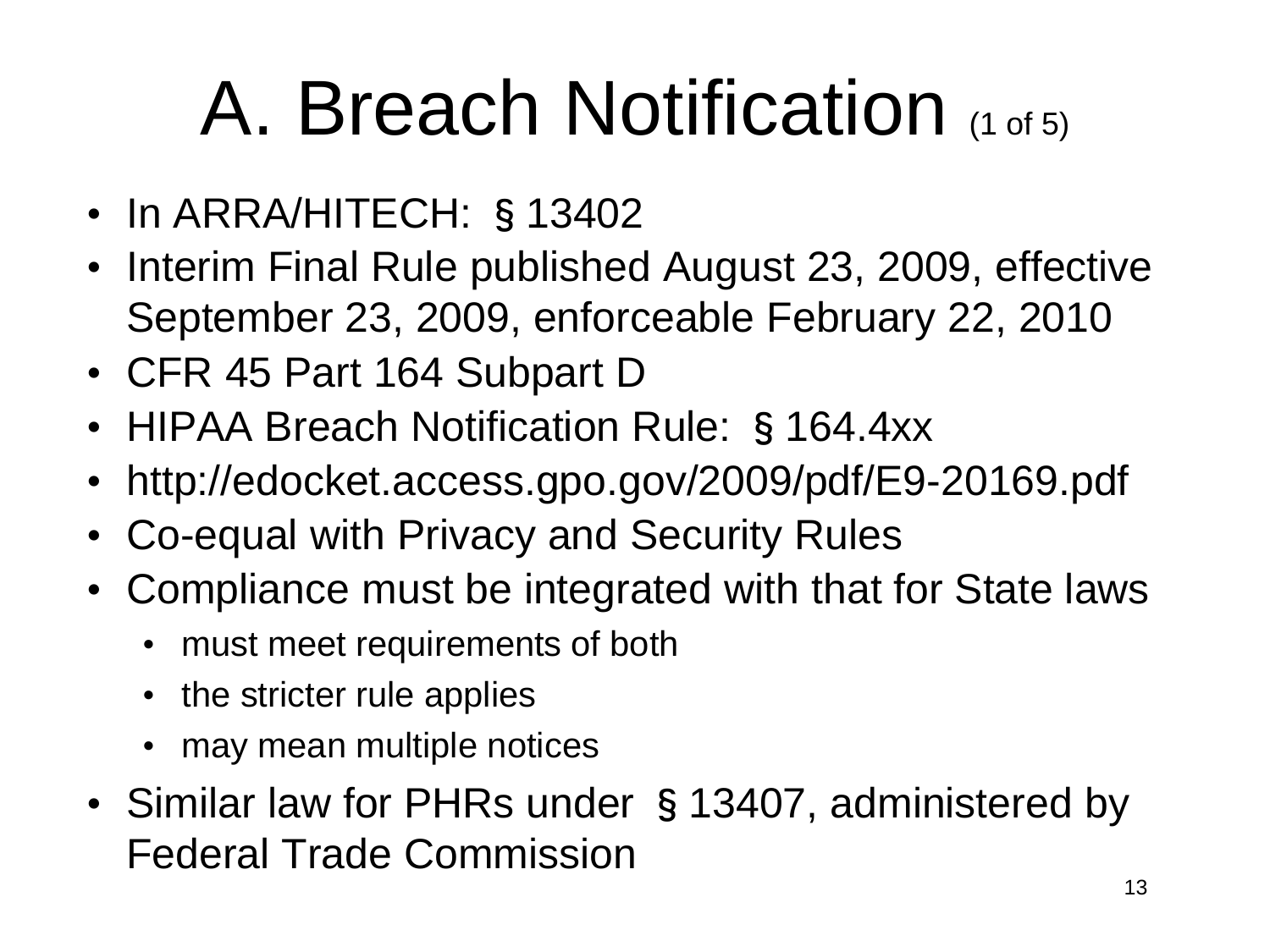# A. Breach Notification (1 of 5)

- In ARRA/HITECH: § 13402
- Interim Final Rule published August 23, 2009, effective September 23, 2009, enforceable February 22, 2010
- CFR 45 Part 164 Subpart D
- HIPAA Breach Notification Rule: § 164.4xx
- http://edocket.access.gpo.gov/2009/pdf/E9-20169.pdf
- Co-equal with Privacy and Security Rules
- Compliance must be integrated with that for State laws
  - must meet requirements of both
  - the stricter rule applies
  - may mean multiple notices
- Similar law for PHRs under § 13407, administered by Federal Trade Commission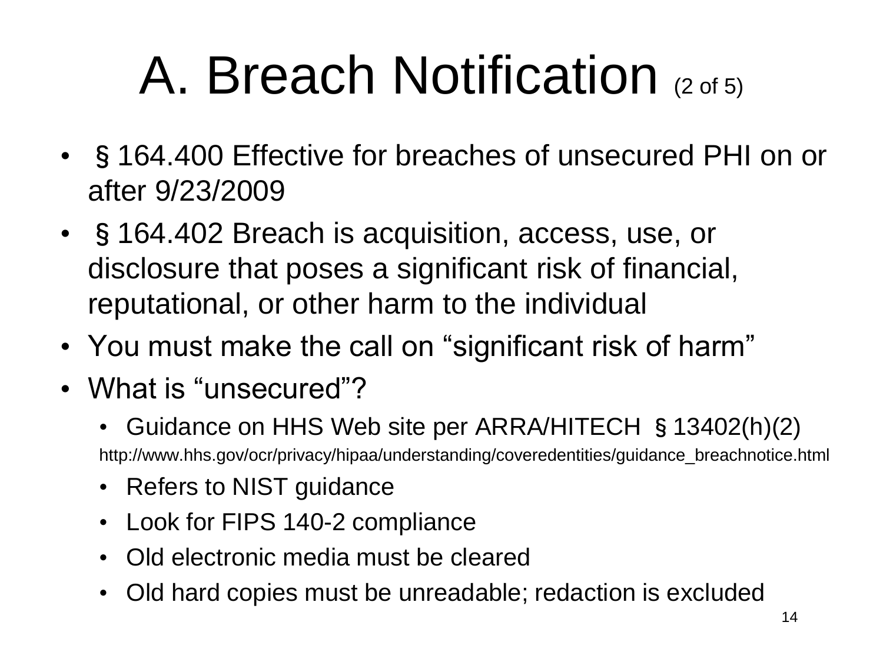# A. Breach Notification (2 of 5)

- § 164.400 Effective for breaches of unsecured PHI on or after 9/23/2009
- § 164.402 Breach is acquisition, access, use, or disclosure that poses a significant risk of financial, reputational, or other harm to the individual
- You must make the call on "significant risk of harm"
- What is "unsecured"?
  - Guidance on HHS Web site per ARRA/HITECH § 13402(h)(2)

    http://www.hhs.gov/ocr/privacy/hipaa/understanding/coveredentities/guidance_breachnotice.html
  - Refers to NIST guidance
  - Look for FIPS 140-2 compliance
  - Old electronic media must be cleared
  - Old hard copies must be unreadable; redaction is excluded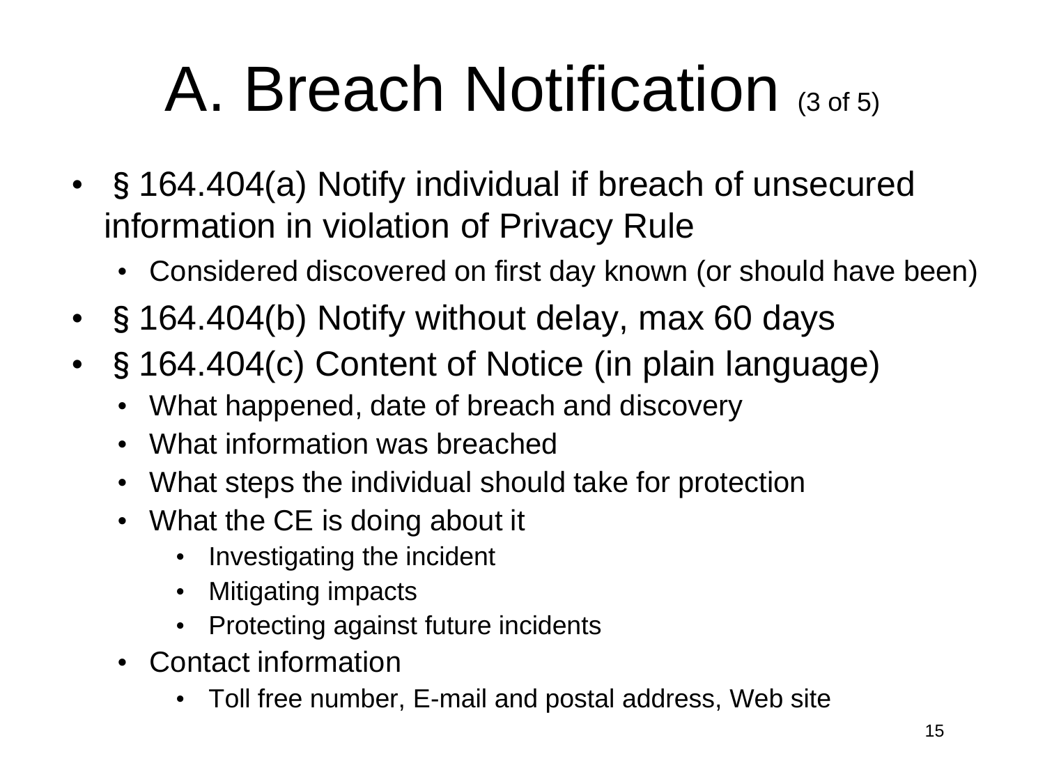# A. Breach Notification (3 of 5)

- § 164.404(a) Notify individual if breach of unsecured information in violation of Privacy Rule
  - Considered discovered on first day known (or should have been)
- § 164.404(b) Notify without delay, max 60 days
- § 164.404(c) Content of Notice (in plain language)
  - What happened, date of breach and discovery
  - What information was breached
  - What steps the individual should take for protection
  - What the CE is doing about it
    - Investigating the incident
    - Mitigating impacts
    - Protecting against future incidents
  - Contact information
    - Toll free number, E-mail and postal address, Web site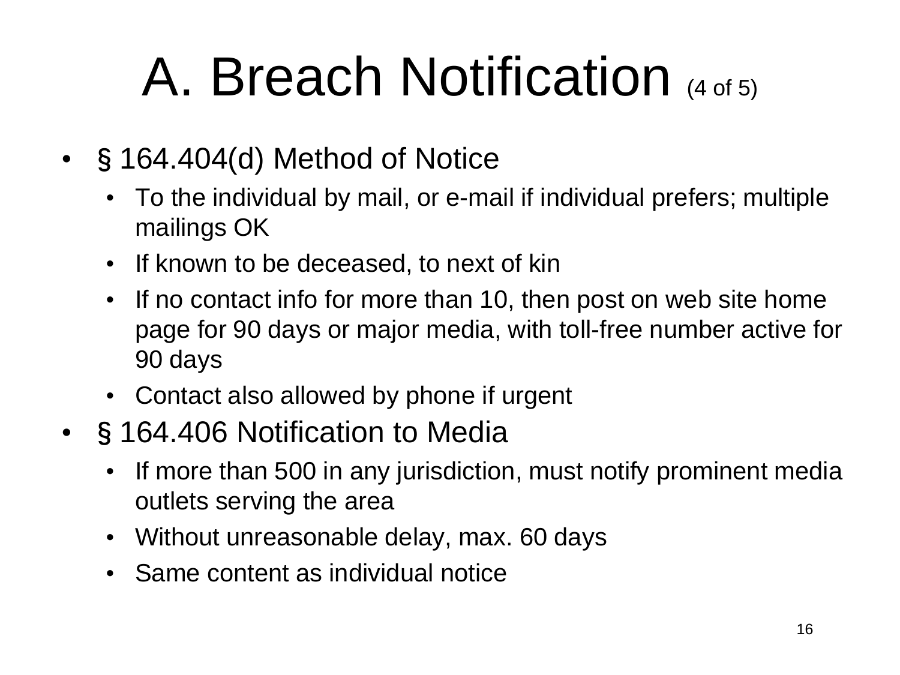# A. Breach Notification (4 of 5)

- § 164.404(d) Method of Notice
  - To the individual by mail, or e-mail if individual prefers; multiple mailings OK
  - If known to be deceased, to next of kin
  - If no contact info for more than 10, then post on web site home page for 90 days or major media, with toll-free number active for 90 days
  - Contact also allowed by phone if urgent
- § 164.406 Notification to Media
  - If more than 500 in any jurisdiction, must notify prominent media outlets serving the area
  - Without unreasonable delay, max. 60 days
  - Same content as individual notice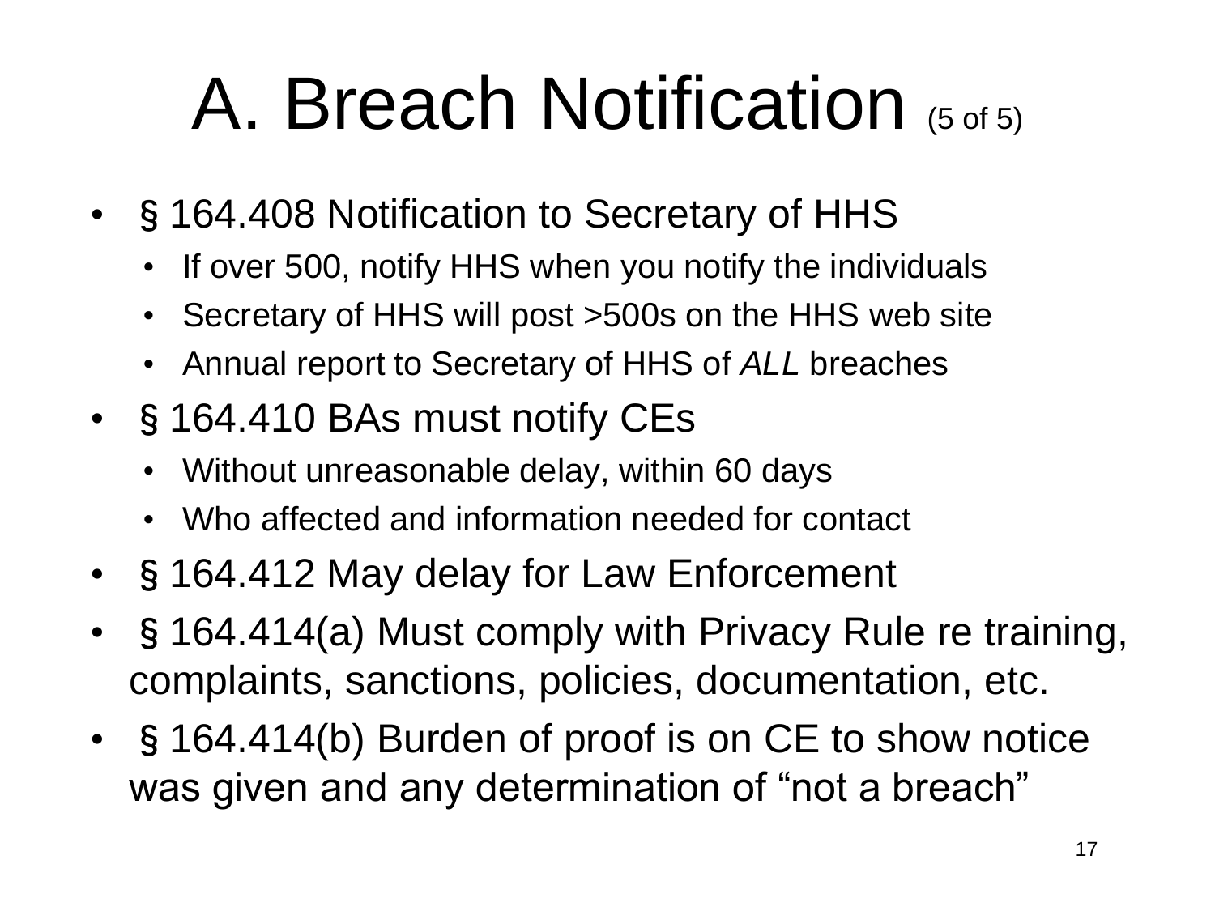# A. Breach Notification (5 of 5)

- § 164.408 Notification to Secretary of HHS
  - If over 500, notify HHS when you notify the individuals
  - Secretary of HHS will post >500s on the HHS web site
  - Annual report to Secretary of HHS of *ALL* breaches
- § 164.410 BAs must notify CEs
  - Without unreasonable delay, within 60 days
  - Who affected and information needed for contact
- § 164.412 May delay for Law Enforcement
- § 164.414(a) Must comply with Privacy Rule re training, complaints, sanctions, policies, documentation, etc.
- § 164.414(b) Burden of proof is on CE to show notice was given and any determination of "not a breach"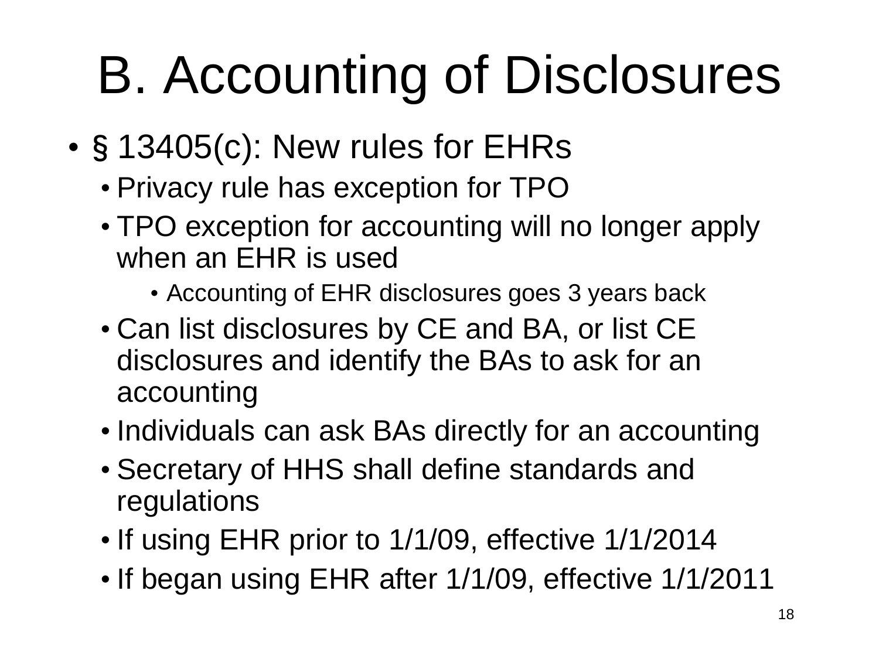# B. Accounting of Disclosures

- § 13405(c): New rules for EHRs
  - Privacy rule has exception for TPO
  - TPO exception for accounting will no longer apply when an EHR is used
    - Accounting of EHR disclosures goes 3 years back
  - Can list disclosures by CE and BA, or list CE disclosures and identify the BAs to ask for an accounting
  - Individuals can ask BAs directly for an accounting
  - Secretary of HHS shall define standards and regulations
  - If using EHR prior to 1/1/09, effective 1/1/2014
  - If began using EHR after 1/1/09, effective 1/1/2011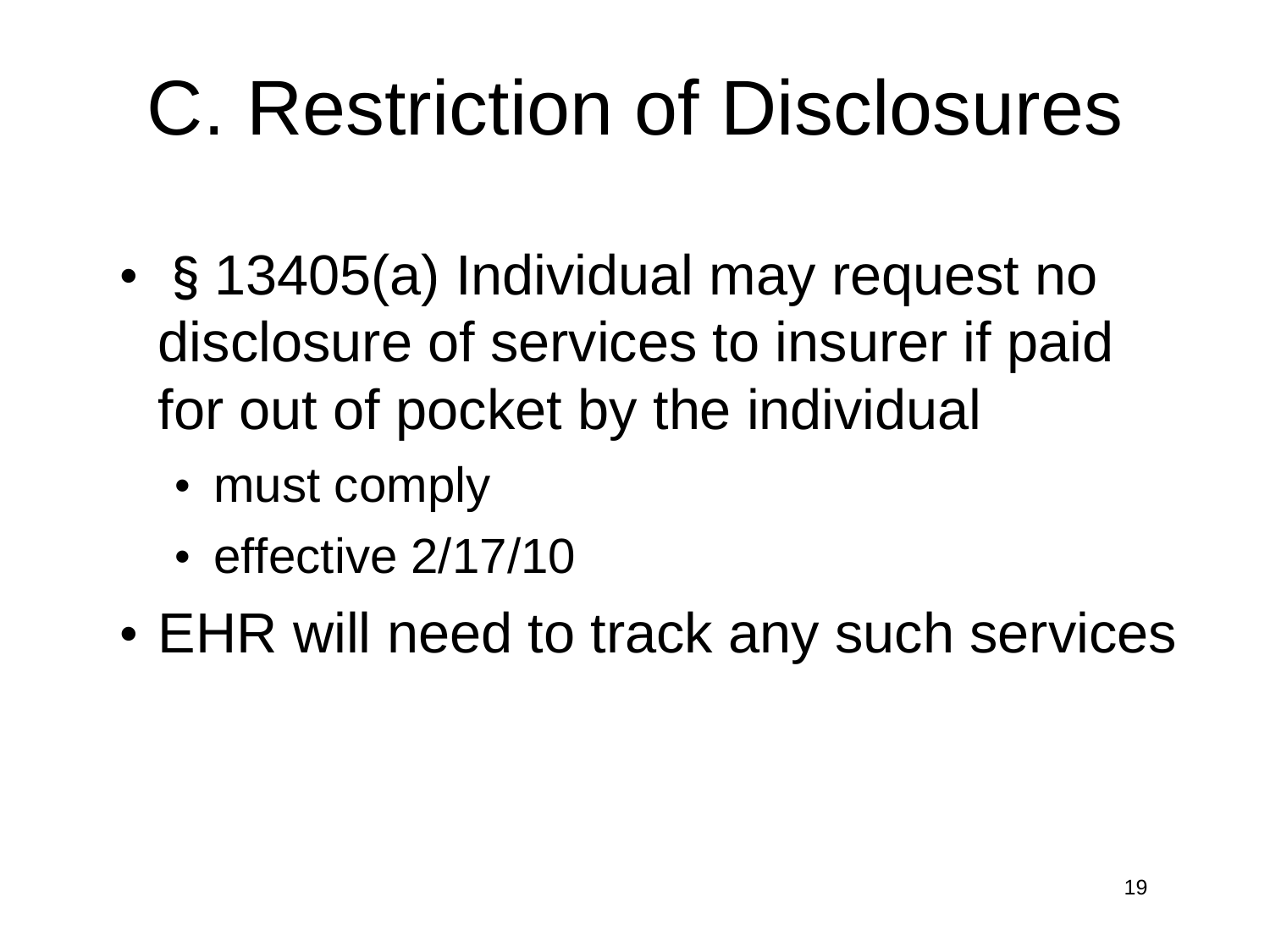# C. Restriction of Disclosures

- § 13405(a) Individual may request no disclosure of services to insurer if paid for out of pocket by the individual
  - must comply
  - effective 2/17/10
- EHR will need to track any such services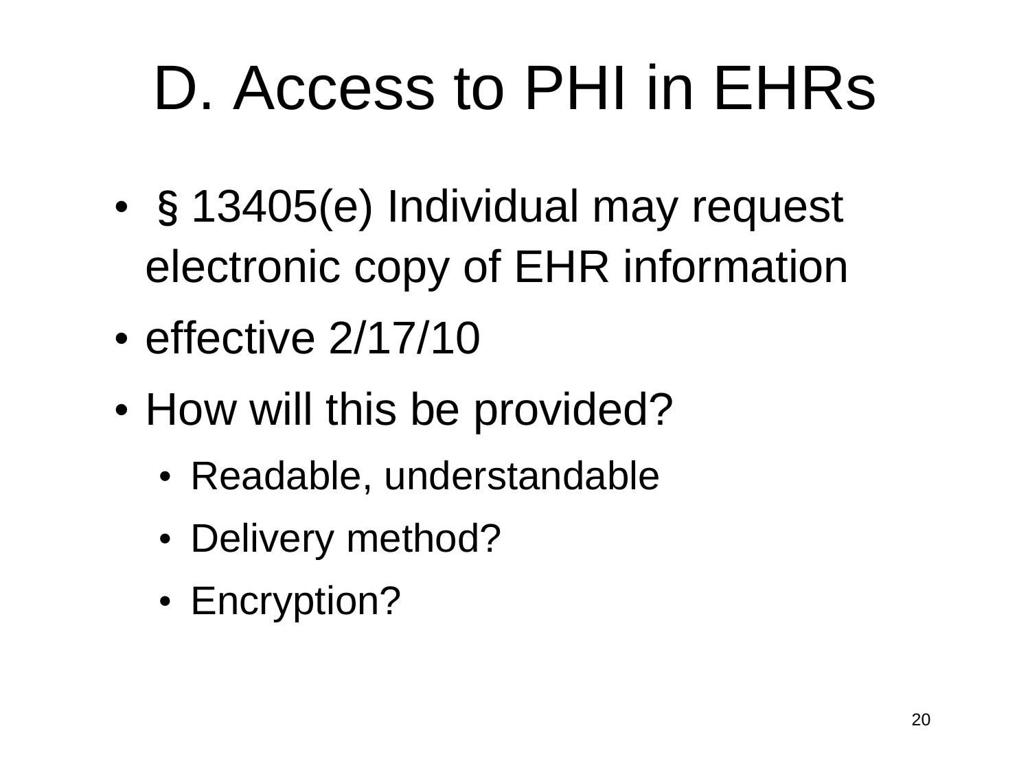# D. Access to PHI in EHRs

- § 13405(e) Individual may request electronic copy of EHR information
- effective 2/17/10
- How will this be provided?
  - Readable, understandable
  - Delivery method?
  - Encryption?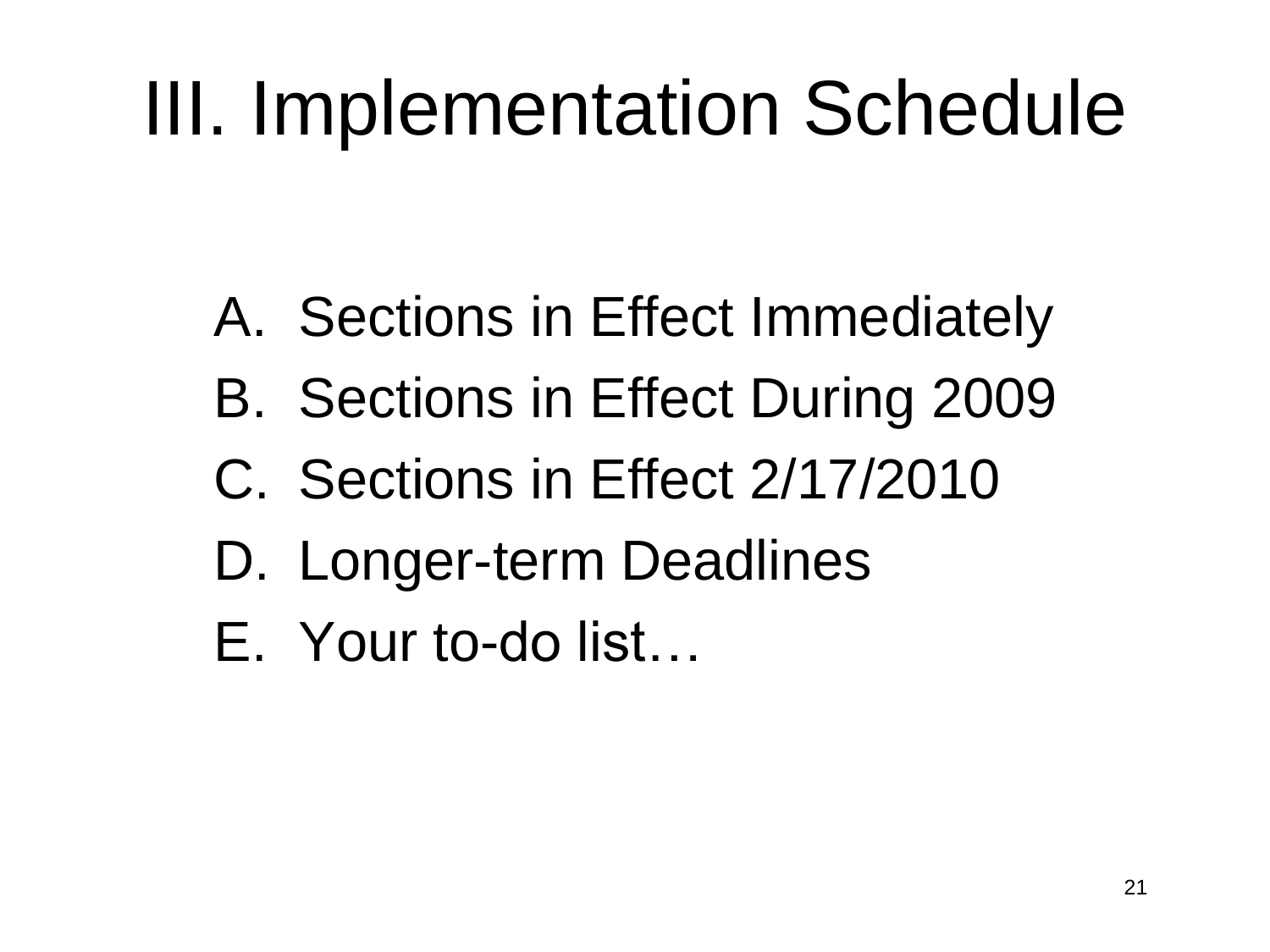# III. Implementation Schedule

A. Sections in Effect Immediately
B. Sections in Effect During 2009
C. Sections in Effect 2/17/2010
D. Longer-term Deadlines
E. Your to-do list…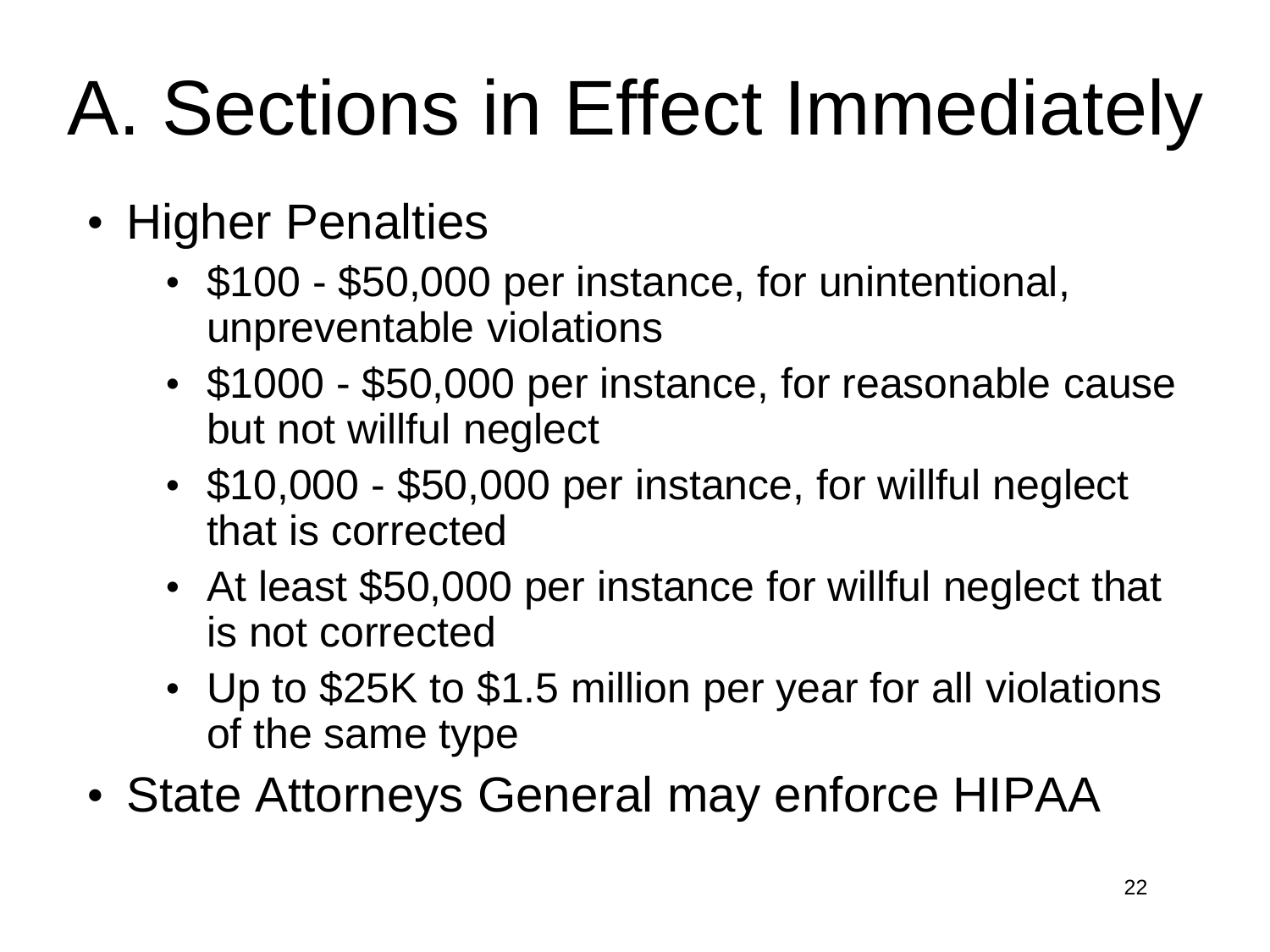# A. Sections in Effect Immediately

- Higher Penalties
  - $100 - $50,000 per instance, for unintentional, unpreventable violations
  - $1000 - $50,000 per instance, for reasonable cause but not willful neglect
  - $10,000 - $50,000 per instance, for willful neglect that is corrected
  - At least $50,000 per instance for willful neglect that is not corrected
  - Up to $25K to $1.5 million per year for all violations of the same type
- State Attorneys General may enforce HIPAA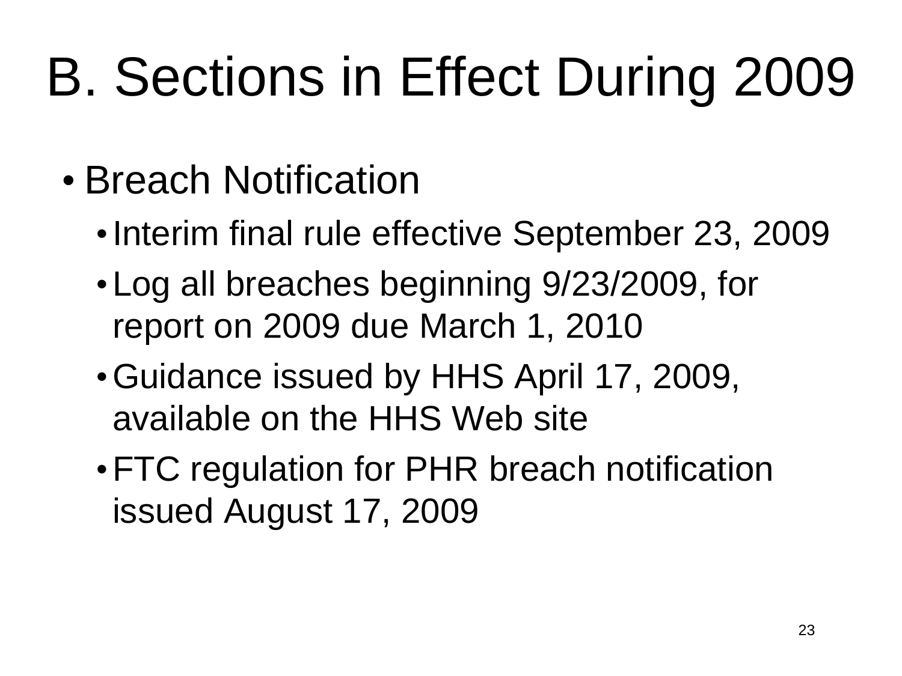# B. Sections in Effect During 2009

- Breach Notification
  - Interim final rule effective September 23, 2009
  - Log all breaches beginning 9/23/2009, for report on 2009 due March 1, 2010
  - Guidance issued by HHS April 17, 2009, available on the HHS Web site
  - FTC regulation for PHR breach notification issued August 17, 2009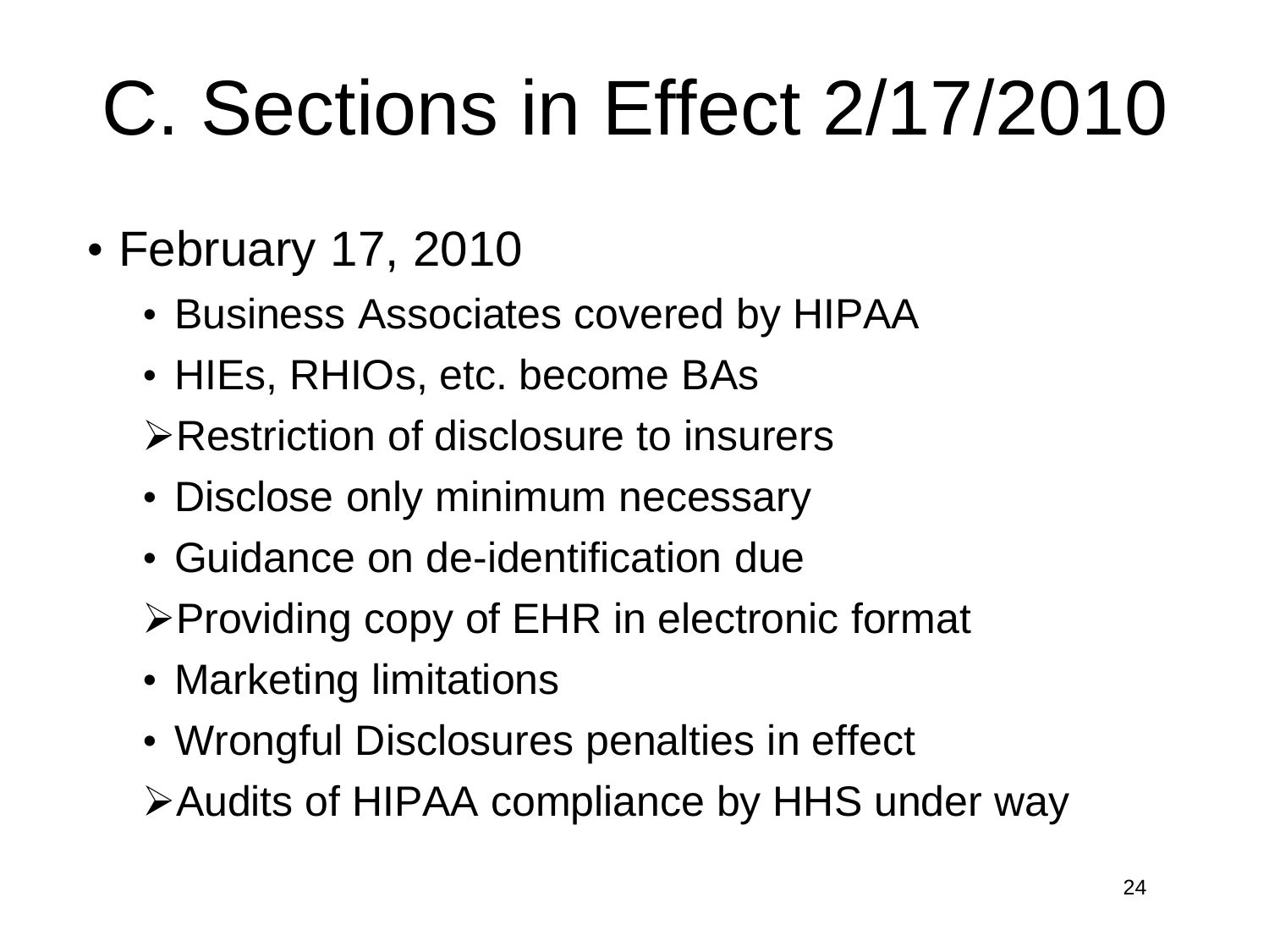# C. Sections in Effect 2/17/2010

- February 17, 2010
  - Business Associates covered by HIPAA
  - HIEs, RHIOs, etc. become BAs
  - ➢Restriction of disclosure to insurers
  - Disclose only minimum necessary
  - Guidance on de-identification due
  - ➢Providing copy of EHR in electronic format
  - Marketing limitations
  - Wrongful Disclosures penalties in effect
  - ➢Audits of HIPAA compliance by HHS under way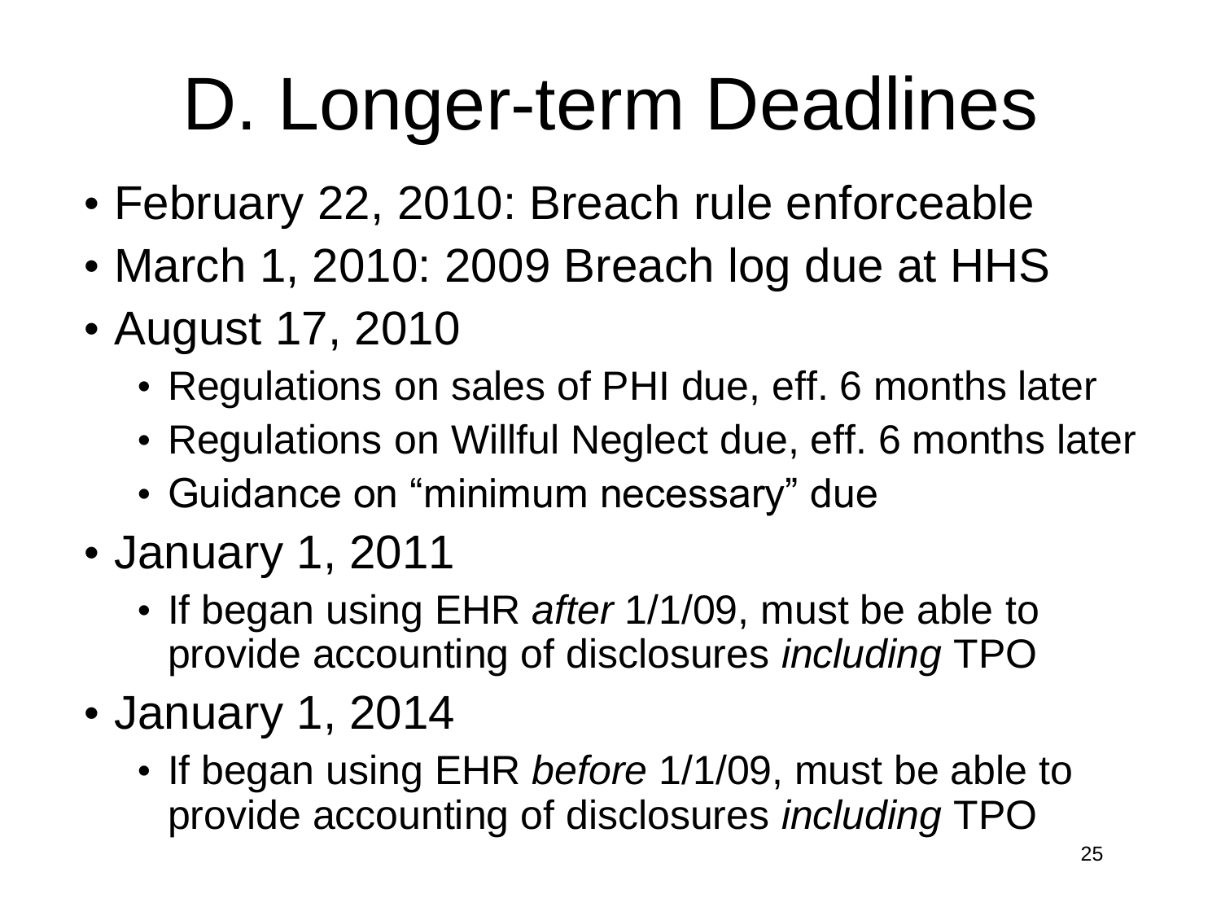# D. Longer-term Deadlines

- February 22, 2010: Breach rule enforceable
- March 1, 2010: 2009 Breach log due at HHS
- August 17, 2010
  - Regulations on sales of PHI due, eff. 6 months later
  - Regulations on Willful Neglect due, eff. 6 months later
  - Guidance on “minimum necessary” due
- January 1, 2011
  - If began using EHR *after* 1/1/09, must be able to provide accounting of disclosures *including* TPO
- January 1, 2014
  - If began using EHR *before* 1/1/09, must be able to provide accounting of disclosures *including* TPO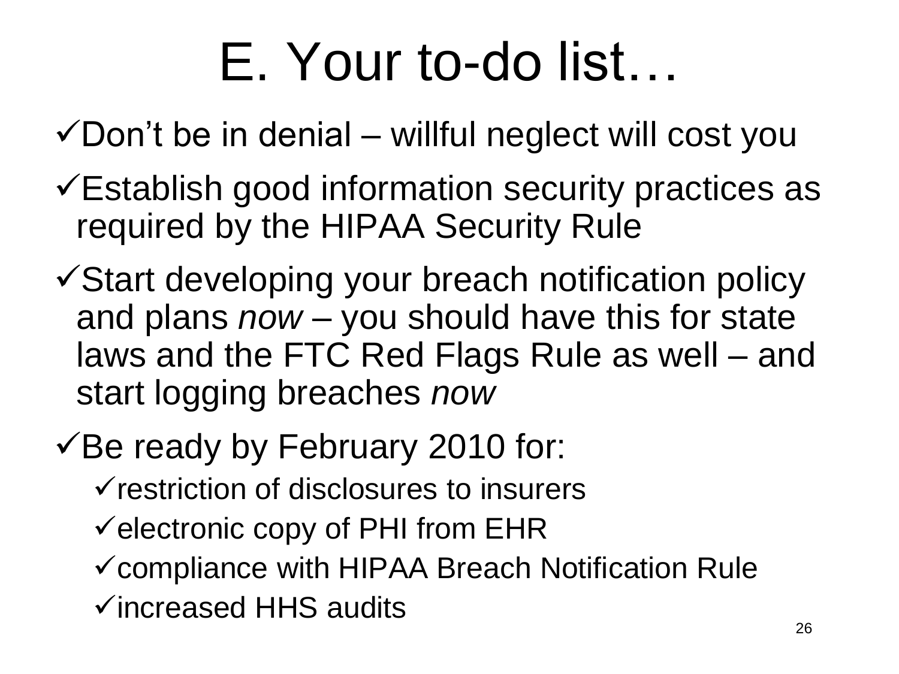# E. Your to-do list…

- ✓Don't be in denial – willful neglect will cost you
- ✓Establish good information security practices as required by the HIPAA Security Rule
- ✓Start developing your breach notification policy and plans *now* – you should have this for state laws and the FTC Red Flags Rule as well – and start logging breaches *now*
- ✓Be ready by February 2010 for:
  - ✓restriction of disclosures to insurers
  - ✓electronic copy of PHI from EHR
  - ✓compliance with HIPAA Breach Notification Rule
  - ✓increased HHS audits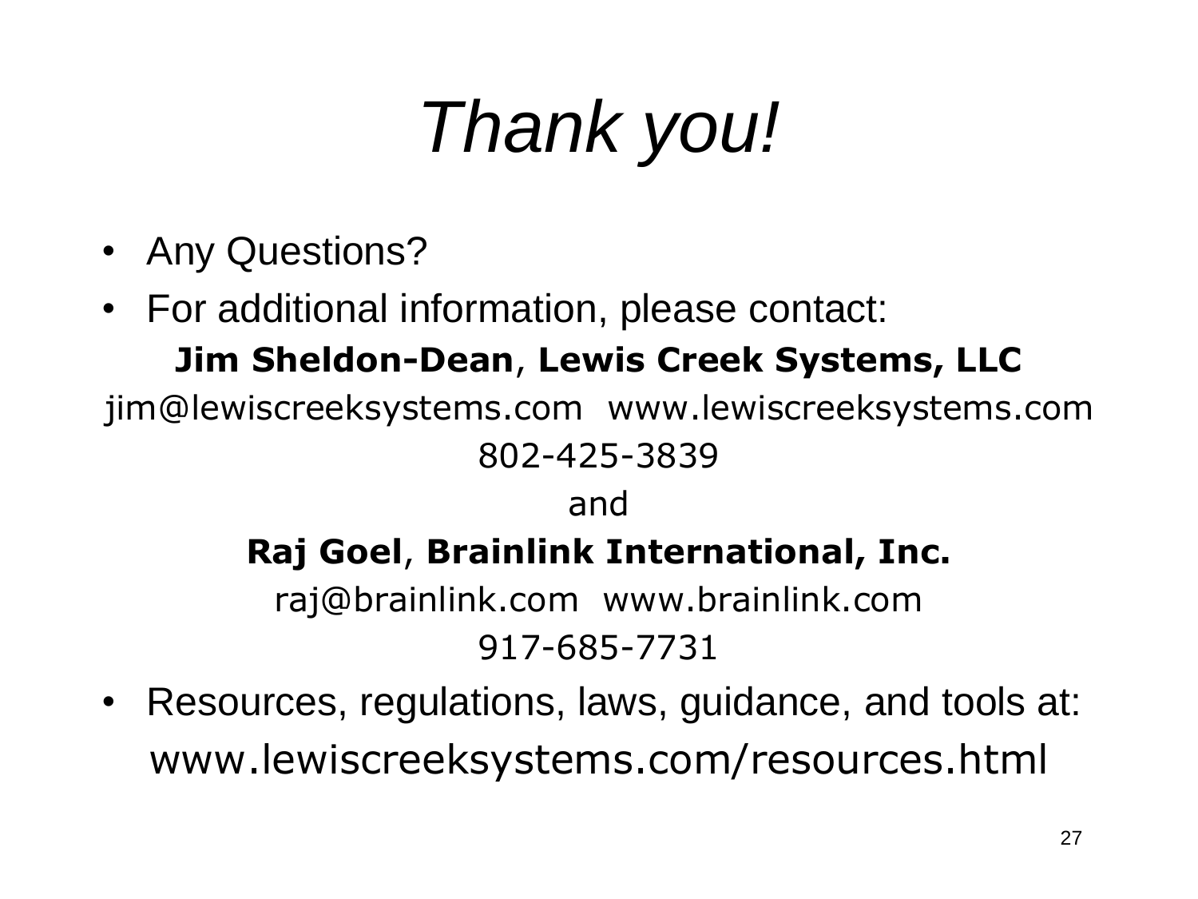# *Thank you!*

- Any Questions?
- For additional information, please contact:

**Jim Sheldon-Dean**, **Lewis Creek Systems, LLC**

jim@lewiscreeksystems.com  www.lewiscreeksystems.com

802-425-3839

and

**Raj Goel**, **Brainlink International, Inc.**

raj@brainlink.com  www.brainlink.com

917-685-7731

- Resources, regulations, laws, guidance, and tools at:

  www.lewiscreeksystems.com/resources.html